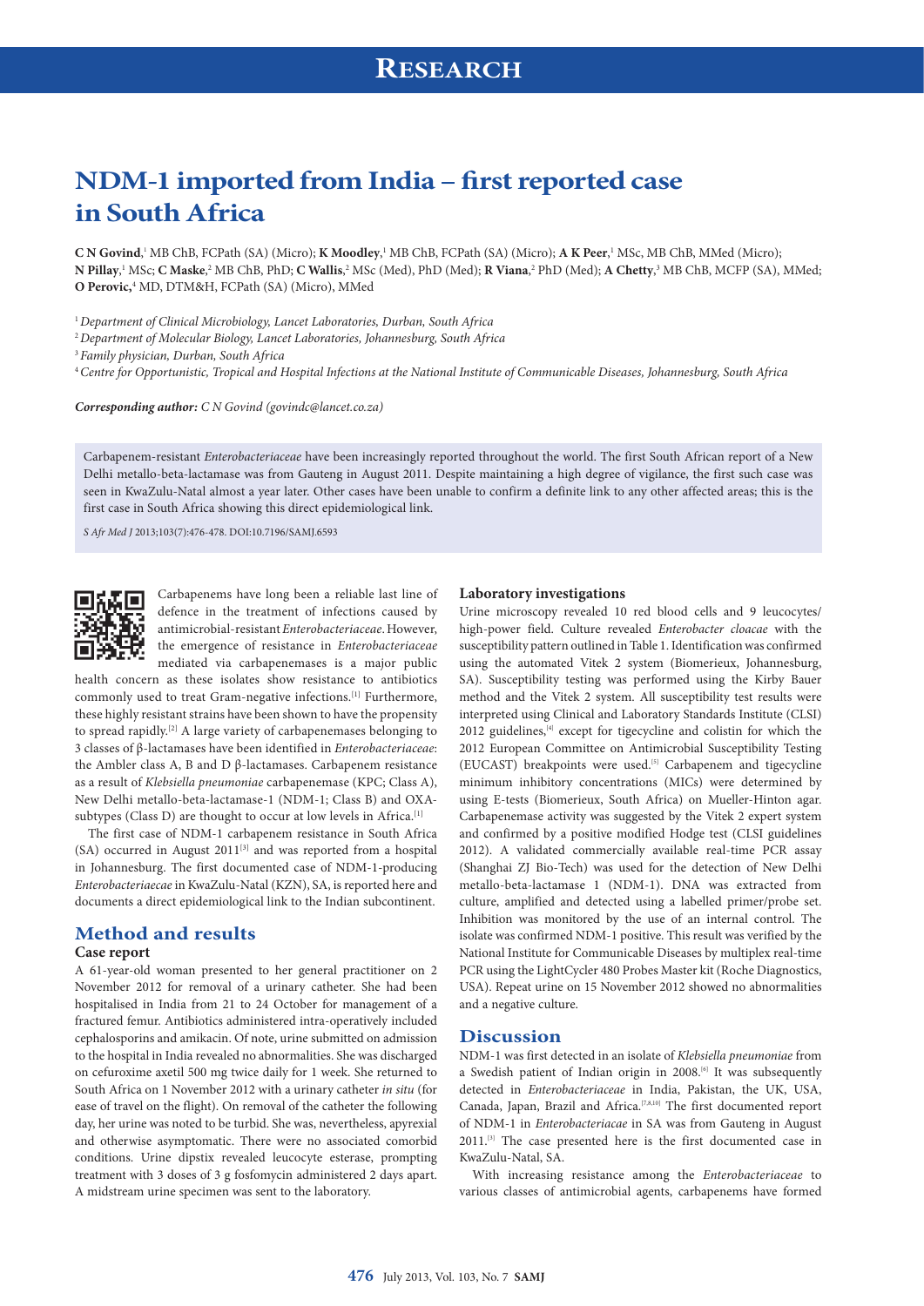# RESEARCH

# NDM-1 imported from India – first reported case in South Africa

**C N Govind**,[1] MB ChB, FCPath (SA) (Micro); **K Moodley**,[1] MB ChB, FCPath (SA) (Micro); **A K Peer**,[1] MSc, MB ChB, MMed (Micro); **N Pillay**,[1] MSc; **C Maske**,[2] MB ChB, PhD; **C Wallis**,[2] MSc (Med), PhD (Med); **R Viana**,[2] PhD (Med); **A Chetty**,[3] MB ChB, MCFP (SA), MMed; **O Perovic**,[4] MD, DTM&H, FCPath (SA) (Micro), MMed

[1] *Department of Clinical Microbiology, Lancet Laboratories, Durban, South Africa*
[2] *Department of Molecular Biology, Lancet Laboratories, Johannesburg, South Africa*
[3] *Family physician, Durban, South Africa*
[4] *Centre for Opportunistic, Tropical and Hospital Infections at the National Institute of Communicable Diseases, Johannesburg, South Africa*

***Corresponding author:*** *C N Govind (govindc@lancet.co.za)*

Carbapenem-resistant *Enterobacteriaceae* have been increasingly reported throughout the world. The first South African report of a New Delhi metallo-beta-lactamase was from Gauteng in August 2011. Despite maintaining a high degree of vigilance, the first such case was seen in KwaZulu-Natal almost a year later. Other cases have been unable to confirm a definite link to any other affected areas; this is the first case in South Africa showing this direct epidemiological link.

*S Afr Med J* 2013;103(7):476-478. DOI:10.7196/SAMJ.6593

Carbapenems have long been a reliable last line of defence in the treatment of infections caused by antimicrobial-resistant *Enterobacteriaceae*. However, the emergence of resistance in *Enterobacteriaceae* mediated via carbapenemases is a major public health concern as these isolates show resistance to antibiotics commonly used to treat Gram-negative infections.[1] Furthermore, these highly resistant strains have been shown to have the propensity to spread rapidly.[2] A large variety of carbapenemases belonging to 3 classes of β-lactamases have been identified in *Enterobacteriaceae*: the Ambler class A, B and D β-lactamases. Carbapenem resistance as a result of *Klebsiella pneumoniae* carbapenemase (KPC; Class A), New Delhi metallo-beta-lactamase-1 (NDM-1; Class B) and OXA-subtypes (Class D) are thought to occur at low levels in Africa.[1]

The first case of NDM-1 carbapenem resistance in South Africa (SA) occurred in August 2011[3] and was reported from a hospital in Johannesburg. The first documented case of NDM-1-producing *Enterobacteriaceae* in KwaZulu-Natal (KZN), SA, is reported here and documents a direct epidemiological link to the Indian subcontinent.

## Method and results

### Case report

A 61-year-old woman presented to her general practitioner on 2 November 2012 for removal of a urinary catheter. She had been hospitalised in India from 21 to 24 October for management of a fractured femur. Antibiotics administered intra-operatively included cephalosporins and amikacin. Of note, urine submitted on admission to the hospital in India revealed no abnormalities. She was discharged on cefuroxime axetil 500 mg twice daily for 1 week. She returned to South Africa on 1 November 2012 with a urinary catheter *in situ* (for ease of travel on the flight). On removal of the catheter the following day, her urine was noted to be turbid. She was, nevertheless, apyrexial and otherwise asymptomatic. There were no associated comorbid conditions. Urine dipstix revealed leucocyte esterase, prompting treatment with 3 doses of 3 g fosfomycin administered 2 days apart. A midstream urine specimen was sent to the laboratory.

### Laboratory investigations

Urine microscopy revealed 10 red blood cells and 9 leucocytes/high-power field. Culture revealed *Enterobacter cloacae* with the susceptibility pattern outlined in Table 1. Identification was confirmed using the automated Vitek 2 system (Biomerieux, Johannesburg, SA). Susceptibility testing was performed using the Kirby Bauer method and the Vitek 2 system. All susceptibility test results were interpreted using Clinical and Laboratory Standards Institute (CLSI) 2012 guidelines,[4] except for tigecycline and colistin for which the 2012 European Committee on Antimicrobial Susceptibility Testing (EUCAST) breakpoints were used.[5] Carbapenem and tigecycline minimum inhibitory concentrations (MICs) were determined by using E-tests (Biomerieux, South Africa) on Mueller-Hinton agar. Carbapenemase activity was suggested by the Vitek 2 expert system and confirmed by a positive modified Hodge test (CLSI guidelines 2012). A validated commercially available real-time PCR assay (Shanghai ZJ Bio-Tech) was used for the detection of New Delhi metallo-beta-lactamase 1 (NDM-1). DNA was extracted from culture, amplified and detected using a labelled primer/probe set. Inhibition was monitored by the use of an internal control. The isolate was confirmed NDM-1 positive. This result was verified by the National Institute for Communicable Diseases by multiplex real-time PCR using the LightCycler 480 Probes Master kit (Roche Diagnostics, USA). Repeat urine on 15 November 2012 showed no abnormalities and a negative culture.

## Discussion

NDM-1 was first detected in an isolate of *Klebsiella pneumoniae* from a Swedish patient of Indian origin in 2008.[6] It was subsequently detected in *Enterobacteriaceae* in India, Pakistan, the UK, USA, Canada, Japan, Brazil and Africa.[7,8,10] The first documented report of NDM-1 in *Enterobacteriaceae* in SA was from Gauteng in August 2011.[3] The case presented here is the first documented case in KwaZulu-Natal, SA.

With increasing resistance among the *Enterobacteriaceae* to various classes of antimicrobial agents, carbapenems have formed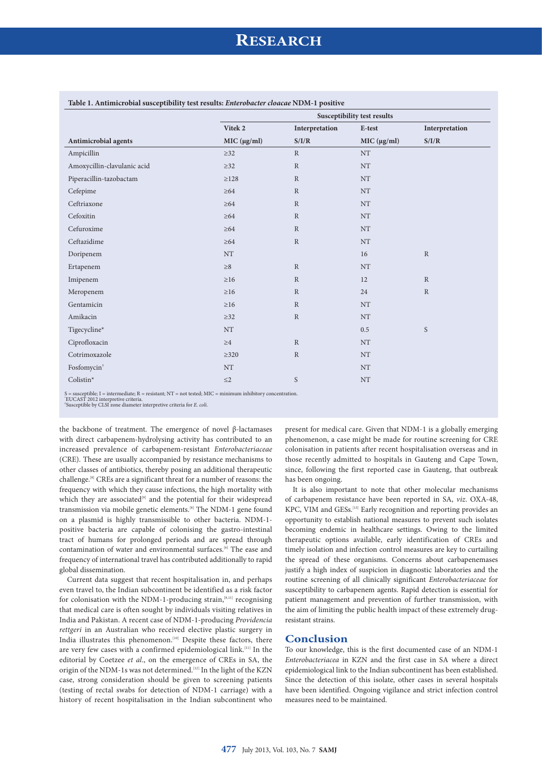**Table 1. Antimicrobial susceptibility test results: *Enterobacter cloacae* NDM-1 positive**

| | Susceptibility test results | | | |
|---|---|---|---|---|
| | Vitek 2 | Interpretation | E-test | Interpretation |
| Antimicrobial agents | MIC (μg/ml) | S/I/R | MIC (μg/ml) | S/I/R |
| Ampicillin | ≥32 | R | NT | |
| Amoxycillin-clavulanic acid | ≥32 | R | NT | |
| Piperacillin-tazobactam | ≥128 | R | NT | |
| Cefepime | ≥64 | R | NT | |
| Ceftriaxone | ≥64 | R | NT | |
| Cefoxitin | ≥64 | R | NT | |
| Cefuroxime | ≥64 | R | NT | |
| Ceftazidime | ≥64 | R | NT | |
| Doripenem | NT | | 16 | R |
| Ertapenem | ≥8 | R | NT | |
| Imipenem | ≥16 | R | 12 | R |
| Meropenem | ≥16 | R | 24 | R |
| Gentamicin | ≥16 | R | NT | |
| Amikacin | ≥32 | R | NT | |
| Tigecycline* | NT | | 0.5 | S |
| Ciprofloxacin | ≥4 | R | NT | |
| Cotrimoxazole | ≥320 | R | NT | |
| Fosfomycin† | NT | | NT | |
| Colistin* | ≤2 | S | NT | |

S = susceptible; I = intermediate; R = resistant; NT = not tested; MIC = minimum inhibitory concentration.
*EUCAST 2012 interpretive criteria.
†Susceptible by CLSI zone diameter interpretive criteria for *E. coli*.

the backbone of treatment. The emergence of novel β-lactamases with direct carbapenem-hydrolysing activity has contributed to an increased prevalence of carbapenem-resistant *Enterobacteriaceae* (CRE). These are usually accompanied by resistance mechanisms to other classes of antibiotics, thereby posing an additional therapeutic challenge.[8] CREs are a significant threat for a number of reasons: the frequency with which they cause infections, the high mortality with which they are associated[9] and the potential for their widespread transmission via mobile genetic elements.[8] The NDM-1 gene found on a plasmid is highly transmissible to other bacteria. NDM-1-positive bacteria are capable of colonising the gastro-intestinal tract of humans for prolonged periods and are spread through contamination of water and environmental surfaces.[6] The ease and frequency of international travel has contributed additionally to rapid global dissemination.

Current data suggest that recent hospitalisation in, and perhaps even travel to, the Indian subcontinent be identified as a risk factor for colonisation with the NDM-1-producing strain,[8,11] recognising that medical care is often sought by individuals visiting relatives in India and Pakistan. A recent case of NDM-1-producing *Providencia rettgeri* in an Australian who received elective plastic surgery in India illustrates this phenomenon.[10] Despite these factors, there are very few cases with a confirmed epidemiological link.[11] In the editorial by Coetzee *et al*., on the emergence of CREs in SA, the origin of the NDM-1s was not determined.[12] In the light of the KZN case, strong consideration should be given to screening patients (testing of rectal swabs for detection of NDM-1 carriage) with a history of recent hospitalisation in the Indian subcontinent who present for medical care. Given that NDM-1 is a globally emerging phenomenon, a case might be made for routine screening for CRE colonisation in patients after recent hospitalisation overseas and in those recently admitted to hospitals in Gauteng and Cape Town, since, following the first reported case in Gauteng, that outbreak has been ongoing.

It is also important to note that other molecular mechanisms of carbapenem resistance have been reported in SA, *viz*. OXA-48, KPC, VIM and GESs.[13] Early recognition and reporting provides an opportunity to establish national measures to prevent such isolates becoming endemic in healthcare settings. Owing to the limited therapeutic options available, early identification of CREs and timely isolation and infection control measures are key to curtailing the spread of these organisms. Concerns about carbapenemases justify a high index of suspicion in diagnostic laboratories and the routine screening of all clinically significant *Enterobacteriaceae* for susceptibility to carbapenem agents. Rapid detection is essential for patient management and prevention of further transmission, with the aim of limiting the public health impact of these extremely drug-resistant strains.

## Conclusion

To our knowledge, this is the first documented case of an NDM-1 *Enterobacteriacea* in KZN and the first case in SA where a direct epidemiological link to the Indian subcontinent has been established. Since the detection of this isolate, other cases in several hospitals have been identified. Ongoing vigilance and strict infection control measures need to be maintained.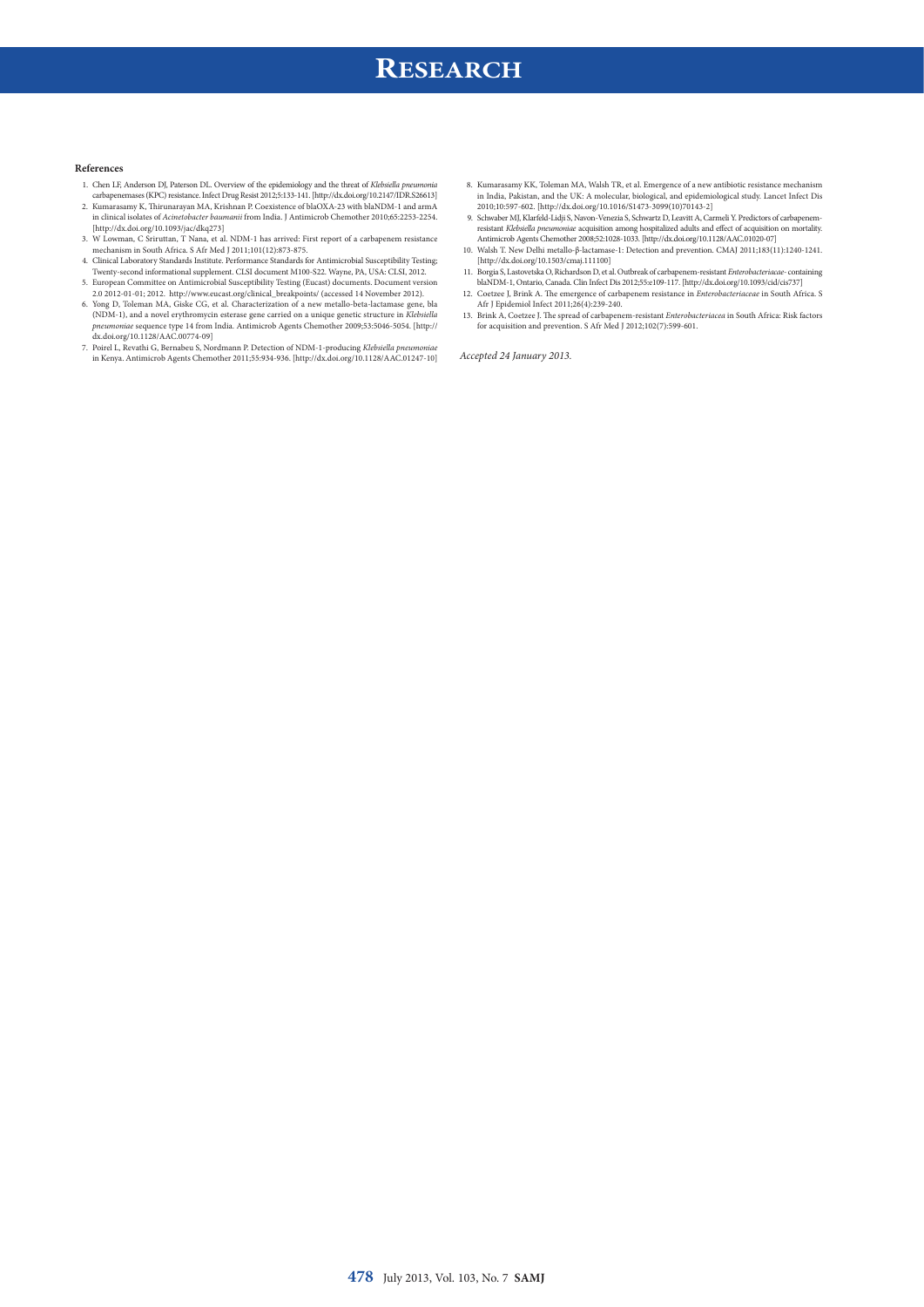### References

1. Chen LF, Anderson DJ, Paterson DL. Overview of the epidemiology and the threat of *Klebsiella pneumonia* carbapenemases (KPC) resistance. Infect Drug Resist 2012;5:133-141. [http://dx.doi.org/10.2147/IDR.S26613]
2. Kumarasamy K, Thirunarayan MA, Krishnan P. Coexistence of blaOXA-23 with blaNDM-1 and armA in clinical isolates of *Acinetobacter baumanii* from India. J Antimicrob Chemother 2010;65:2253-2254. [http://dx.doi.org/10.1093/jac/dkq273]
3. W Lowman, C Sriruttan, T Nana, et al. NDM-1 has arrived: First report of a carbapenem resistance mechanism in South Africa. S Afr Med J 2011;101(12):873-875.
4. Clinical Laboratory Standards Institute. Performance Standards for Antimicrobial Susceptibility Testing; Twenty-second informational supplement. CLSI document M100-S22. Wayne, PA, USA: CLSI, 2012.
5. European Committee on Antimicrobial Susceptibility Testing (Eucast) documents. Document version 2.0 2012-01-01; 2012. http://www.eucast.org/clinical_breakpoints/ (accessed 14 November 2012).
6. Yong D, Toleman MA, Giske CG, et al. Characterization of a new metallo-beta-lactamase gene, bla (NDM-1), and a novel erythromycin esterase gene carried on a unique genetic structure in *Klebsiella pneumoniae* sequence type 14 from India. Antimicrob Agents Chemother 2009;53:5046-5054. [http://dx.doi.org/10.1128/AAC.00774-09]
7. Poirel L, Revathi G, Bernabeu S, Nordmann P. Detection of NDM-1-producing *Klebsiella pneumoniae* in Kenya. Antimicrob Agents Chemother 2011;55:934-936. [http://dx.doi.org/10.1128/AAC.01247-10]
8. Kumarasamy KK, Toleman MA, Walsh TR, et al. Emergence of a new antibiotic resistance mechanism in India, Pakistan, and the UK: A molecular, biological, and epidemiological study. Lancet Infect Dis 2010;10:597-602. [http://dx.doi.org/10.1016/S1473-3099(10)70143-2]
9. Schwaber MJ, Klarfeld-Lidji S, Navon-Venezia S, Schwartz D, Leavitt A, Carmeli Y. Predictors of carbapenem-resistant *Klebsiella pneumoniae* acquisition among hospitalized adults and effect of acquisition on mortality. Antimicrob Agents Chemother 2008;52:1028-1033. [http://dx.doi.org/10.1128/AAC.01020-07]
10. Walsh T. New Delhi metallo-β-lactamase-1: Detection and prevention. CMAJ 2011;183(11):1240-1241. [http://dx.doi.org/10.1503/cmaj.111100]
11. Borgia S, Lastovetska O, Richardson D, et al. Outbreak of carbapenem-resistant *Enterobacteriacae*- containing blaNDM-1, Ontario, Canada. Clin Infect Dis 2012;55:e109-117. [http://dx.doi.org/10.1093/cid/cis737]
12. Coetzee J, Brink A. The emergence of carbapenem resistance in *Enterobacteriaceae* in South Africa. S Afr J Epidemiol Infect 2011;26(4):239-240.
13. Brink A, Coetzee J. The spread of carbapenem-resistant *Enterobacteriacea* in South Africa: Risk factors for acquisition and prevention. S Afr Med J 2012;102(7):599-601.

*Accepted 24 January 2013.*